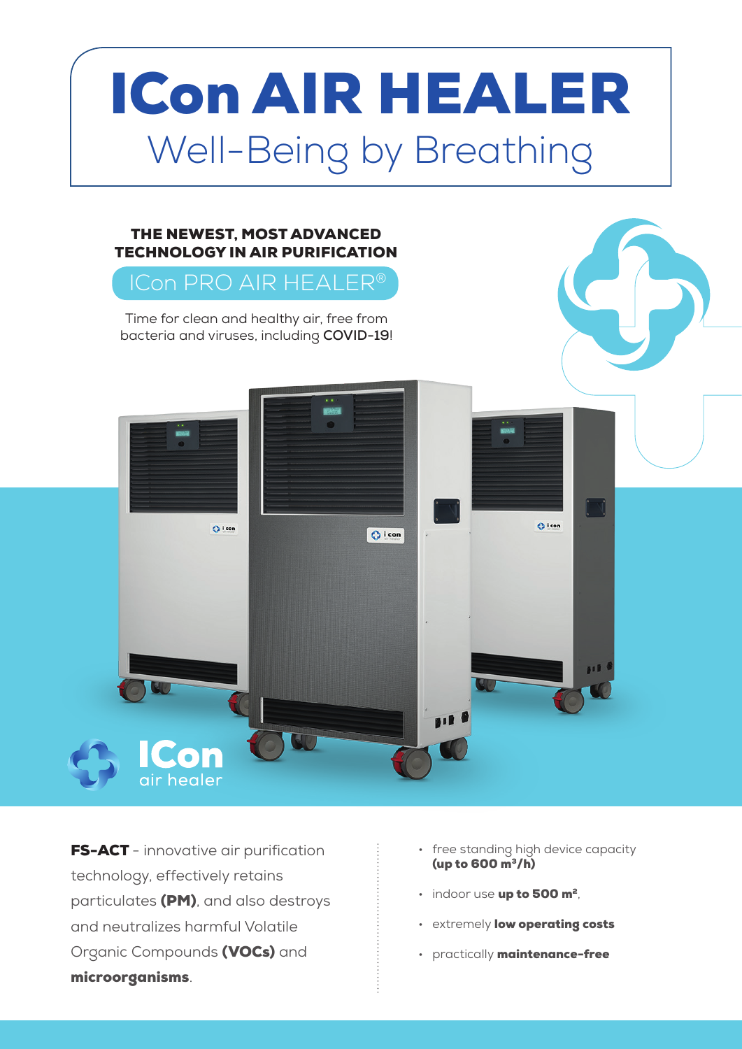# ICon AIR HEALER

## Well-Being by Breathing

**THE NEWEST, MOST ADVANCED TECHNOLOGY IN AIR PURIFICATION**

ICon PRO AIR HEALER®

Time for clean and healthy air, free from bacteria and viruses, including **COVID-19**!

ICon
air healer

**FS-ACT** - innovative air purification technology, effectively retains particulates **(PM)**, and also destroys and neutralizes harmful Volatile Organic Compounds **(VOCs)** and **microorganisms**.

- free standing high device capacity **(up to 600 m³/h)**
- indoor use **up to 500 m²**,
- extremely **low operating costs**
- practically **maintenance-free**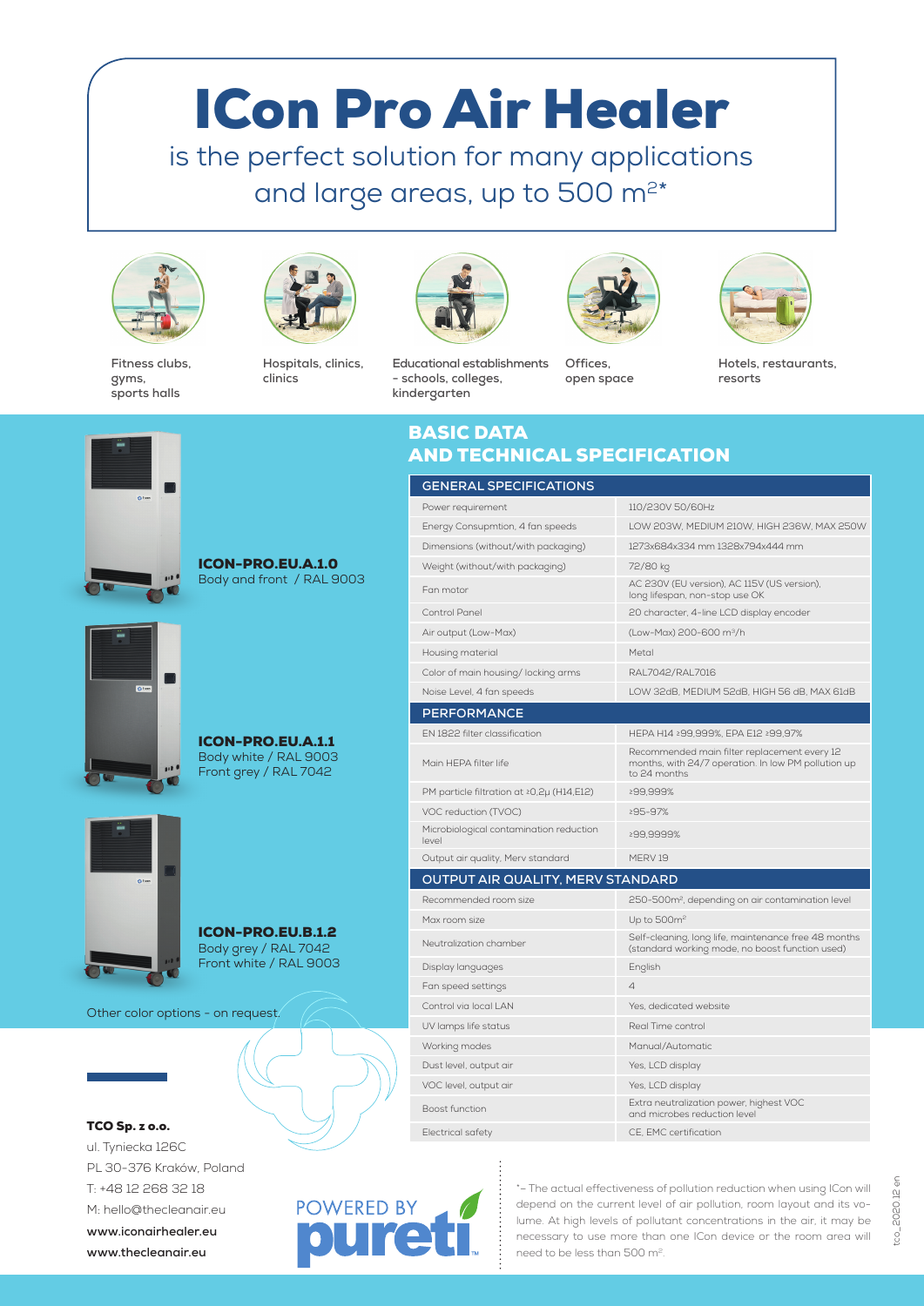# ICon Pro Air Healer

is the perfect solution for many applications and large areas, up to 500 m²*

Fitness clubs, gyms, sports halls

Hospitals, clinics, clinics

Educational establishments - schools, colleges, kindergarten

Offices, open space

Hotels, restaurants, resorts

**ICON-PRO.EU.A.1.0**
Body and front / RAL 9003

**ICON-PRO.EU.A.1.1**
Body white / RAL 9003
Front grey / RAL 7042

**ICON-PRO.EU.B.1.2**
Body grey / RAL 7042
Front white / RAL 9003

Other color options - on request.

## BASIC DATA AND TECHNICAL SPECIFICATION

| GENERAL SPECIFICATIONS | |
|---|---|
| Power requirement | 110/230V 50/60Hz |
| Energy Consupmtion, 4 fan speeds | LOW 203W, MEDIUM 210W, HIGH 236W, MAX 250W |
| Dimensions (without/with packaging) | 1273x684x334 mm 1328x794x444 mm |
| Weight (without/with packaging) | 72/80 kg |
| Fan motor | AC 230V (EU version), AC 115V (US version), long lifespan, non-stop use OK |
| Control Panel | 20 character, 4-line LCD display encoder |
| Air output (Low-Max) | (Low-Max) 200-600 m³/h |
| Housing material | Metal |
| Color of main housing/ locking arms | RAL7042/RAL7016 |
| Noise Level, 4 fan speeds | LOW 32dB, MEDIUM 52dB, HIGH 56 dB, MAX 61dB |
| **PERFORMANCE** | |
| EN 1822 filter classification | HEPA H14 ≥99,999%, EPA E12 ≥99,97% |
| Main HEPA filter life | Recommended main filter replacement every 12 months, with 24/7 operation. In low PM pollution up to 24 months |
| PM particle filtration at ≥0,2μ (H14,E12) | ≥99,999% |
| VOC reduction (TVOC) | ≥95-97% |
| Microbiological contamination reduction level | ≥99,9999% |
| Output air quality, Merv standard | MERV 19 |
| **OUTPUT AIR QUALITY, MERV STANDARD** | |
| Recommended room size | 250-500m², depending on air contamination level |
| Max room size | Up to 500m² |
| Neutralization chamber | Self-cleaning, long life, maintenance free 48 months (standard working mode, no boost function used) |
| Display languages | English |
| Fan speed settings | 4 |
| Control via local LAN | Yes, dedicated website |
| UV lamps life status | Real Time control |
| Working modes | Manual/Automatic |
| Dust level, output air | Yes, LCD display |
| VOC level, output air | Yes, LCD display |
| Boost function | Extra neutralization power, highest VOC and microbes reduction level |
| Electrical safety | CE, EMC certification |

**TCO Sp. z o.o.**
ul. Tyniecka 126C
PL 30-376 Kraków, Poland
T: +48 12 268 32 18
M: hello@thecleanair.eu
**www.iconairhealer.eu**
**www.thecleanair.eu**

POWERED BY pureti™

*- The actual effectiveness of pollution reduction when using ICon will depend on the current level of air pollution, room layout and its volume. At high levels of pollutant concentrations in the air, it may be necessary to use more than one ICon device or the room area will need to be less than 500 m².

tco_2020.12 en